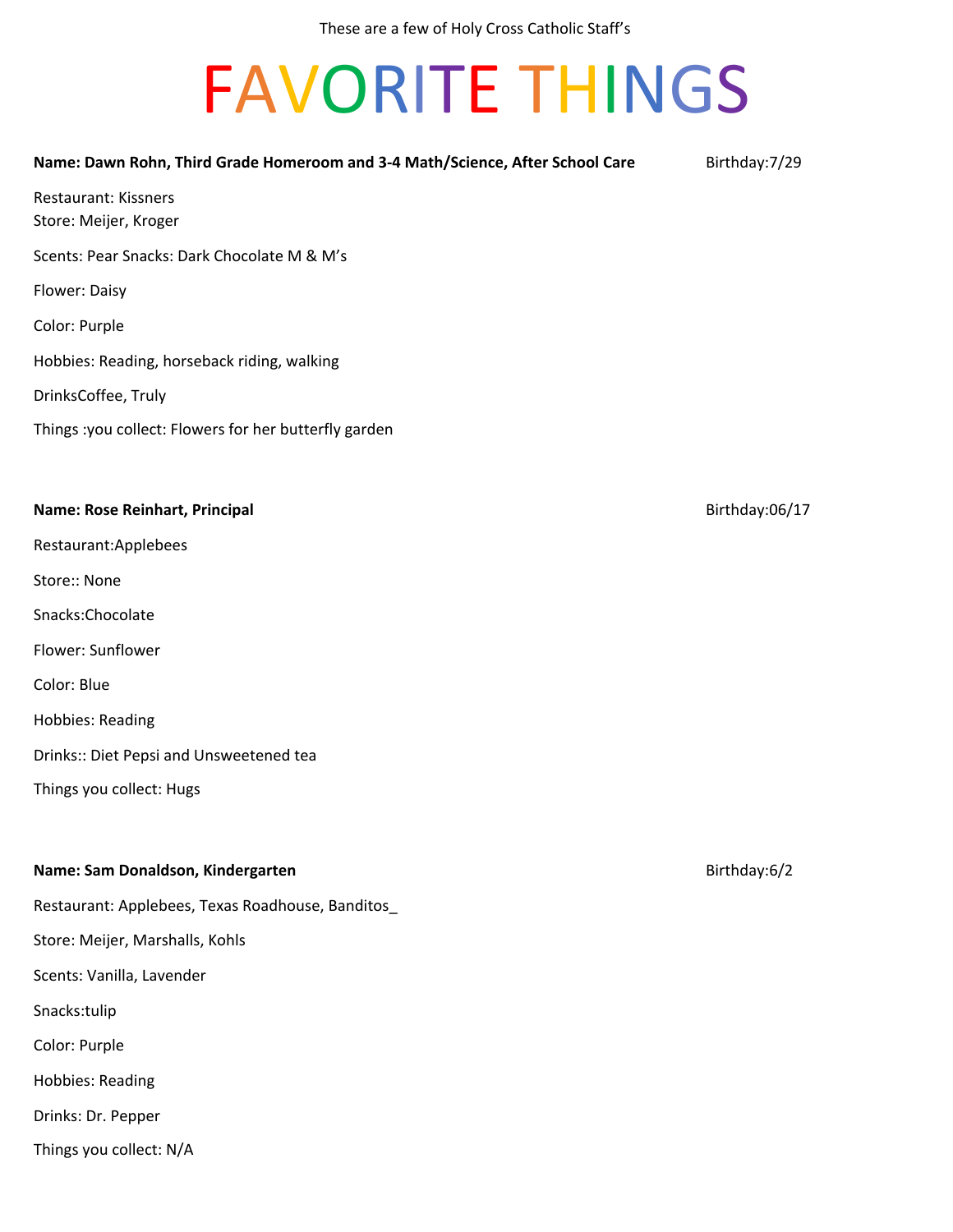These are a few of Holy Cross Catholic Staff's

# FAVORITE THINGS

**Name: Dawn Rohn, Third Grade Homeroom and 3-4 Math/Science, After School Care** Birthday:7/29

Restaurant: Kissners
Store: Meijer, Kroger

Scents: Pear Snacks: Dark Chocolate M & M's

Flower: Daisy

Color: Purple

Hobbies: Reading, horseback riding, walking

DrinksCoffee, Truly

Things :you collect: Flowers for her butterfly garden

**Name: Rose Reinhart, Principal** Birthday:06/17

Restaurant:Applebees

Store:: None

Snacks:Chocolate

Flower: Sunflower

Color: Blue

Hobbies: Reading

Drinks:: Diet Pepsi and Unsweetened tea

Things you collect: Hugs

**Name: Sam Donaldson, Kindergarten** Birthday:6/2

Restaurant: Applebees, Texas Roadhouse, Banditos_

Store: Meijer, Marshalls, Kohls

Scents: Vanilla, Lavender

Snacks:tulip

Color: Purple

Hobbies: Reading

Drinks: Dr. Pepper

Things you collect: N/A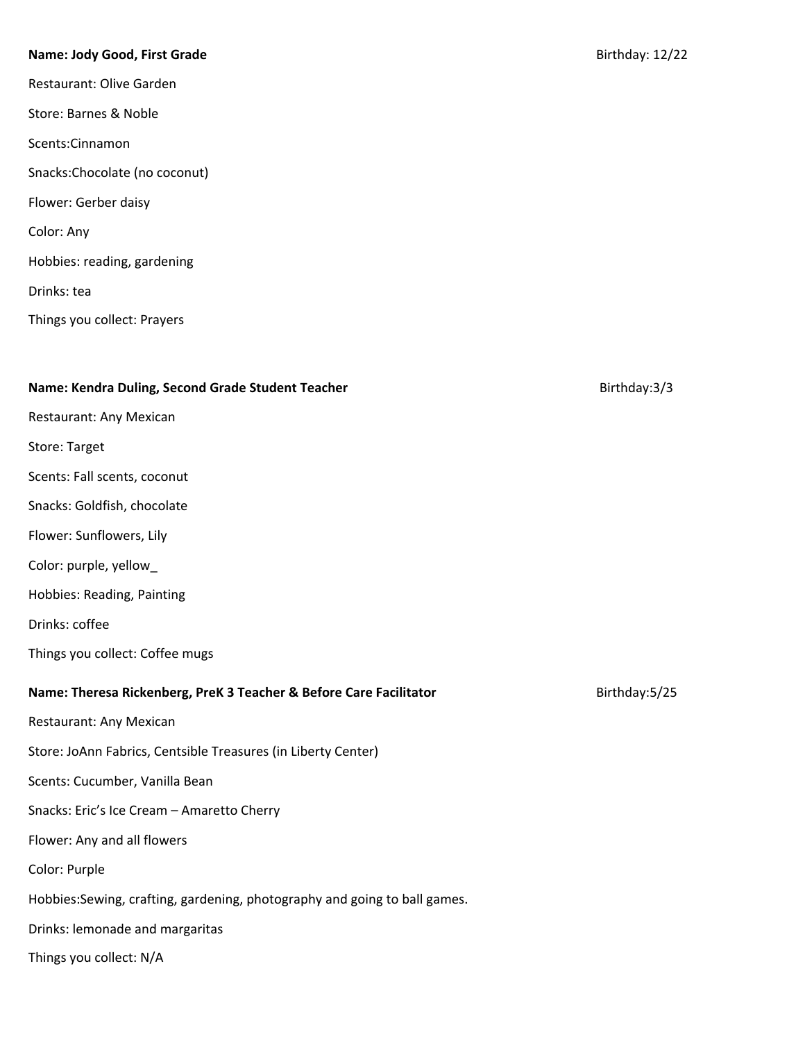**Name: Jody Good, First Grade** Birthday: 12/22

Restaurant: Olive Garden

Store: Barnes & Noble

Scents:Cinnamon

Snacks:Chocolate (no coconut)

Flower: Gerber daisy

Color: Any

Hobbies: reading, gardening

Drinks: tea

Things you collect: Prayers

**Name: Kendra Duling, Second Grade Student Teacher** Birthday:3/3

Restaurant: Any Mexican

Store: Target

Scents: Fall scents, coconut

Snacks: Goldfish, chocolate

Flower: Sunflowers, Lily

Color: purple, yellow_

Hobbies: Reading, Painting

Drinks: coffee

Things you collect: Coffee mugs

**Name: Theresa Rickenberg, PreK 3 Teacher & Before Care Facilitator** Birthday:5/25

Restaurant: Any Mexican

Store: JoAnn Fabrics, Centsible Treasures (in Liberty Center)

Scents: Cucumber, Vanilla Bean

Snacks: Eric's Ice Cream – Amaretto Cherry

Flower: Any and all flowers

Color: Purple

Hobbies:Sewing, crafting, gardening, photography and going to ball games.

Drinks: lemonade and margaritas

Things you collect: N/A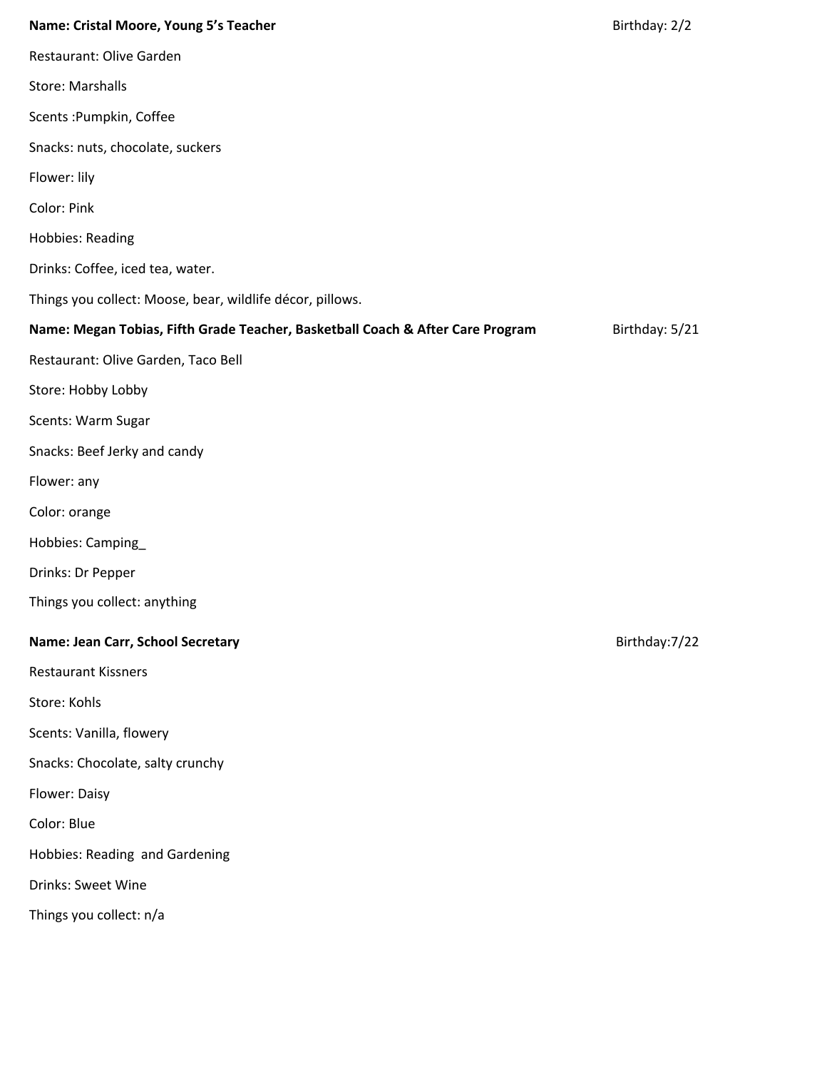**Name: Cristal Moore, Young 5's Teacher** Birthday: 2/2

Restaurant: Olive Garden

Store: Marshalls

Scents :Pumpkin, Coffee

Snacks: nuts, chocolate, suckers

Flower: lily

Color: Pink

Hobbies: Reading

Drinks: Coffee, iced tea, water.

Things you collect: Moose, bear, wildlife décor, pillows.

**Name: Megan Tobias, Fifth Grade Teacher, Basketball Coach & After Care Program** Birthday: 5/21

Restaurant: Olive Garden, Taco Bell

Store: Hobby Lobby

Scents: Warm Sugar

Snacks: Beef Jerky and candy

Flower: any

Color: orange

Hobbies: Camping_

Drinks: Dr Pepper

Things you collect: anything

**Name: Jean Carr, School Secretary** Birthday:7/22

Restaurant Kissners

Store: Kohls

Scents: Vanilla, flowery

Snacks: Chocolate, salty crunchy

Flower: Daisy

Color: Blue

Hobbies: Reading and Gardening

Drinks: Sweet Wine

Things you collect: n/a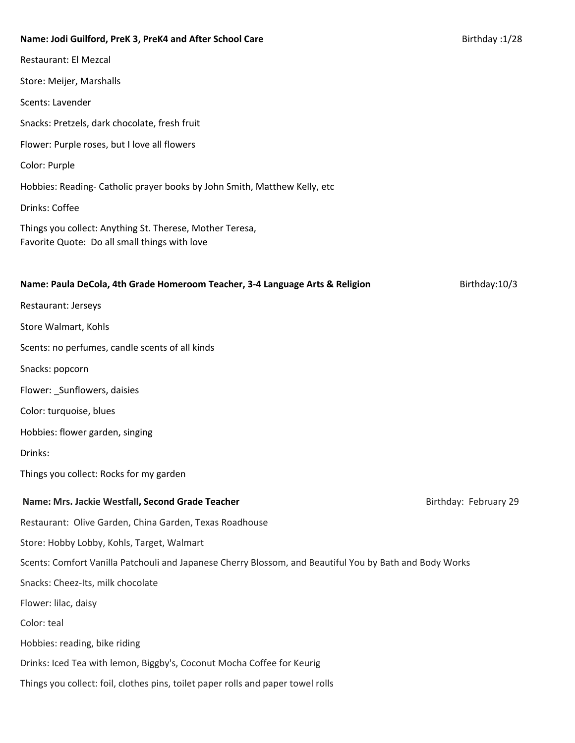**Name: Jodi Guilford, PreK 3, PreK4 and After School Care** Birthday :1/28

Restaurant: El Mezcal

Store: Meijer, Marshalls

Scents: Lavender

Snacks: Pretzels, dark chocolate, fresh fruit

Flower: Purple roses, but I love all flowers

Color: Purple

Hobbies: Reading- Catholic prayer books by John Smith, Matthew Kelly, etc

Drinks: Coffee

Things you collect: Anything St. Therese, Mother Teresa,
Favorite Quote: Do all small things with love

**Name: Paula DeCola, 4th Grade Homeroom Teacher, 3-4 Language Arts & Religion** Birthday:10/3

Restaurant: Jerseys

Store Walmart, Kohls

Scents: no perfumes, candle scents of all kinds

Snacks: popcorn

Flower: _Sunflowers, daisies

Color: turquoise, blues

Hobbies: flower garden, singing

Drinks:

Things you collect: Rocks for my garden

**Name: Mrs. Jackie Westfall, Second Grade Teacher** Birthday: February 29

Restaurant: Olive Garden, China Garden, Texas Roadhouse

Store: Hobby Lobby, Kohls, Target, Walmart

Scents: Comfort Vanilla Patchouli and Japanese Cherry Blossom, and Beautiful You by Bath and Body Works

Snacks: Cheez-Its, milk chocolate

Flower: lilac, daisy

Color: teal

Hobbies: reading, bike riding

Drinks: Iced Tea with lemon, Biggby's, Coconut Mocha Coffee for Keurig

Things you collect: foil, clothes pins, toilet paper rolls and paper towel rolls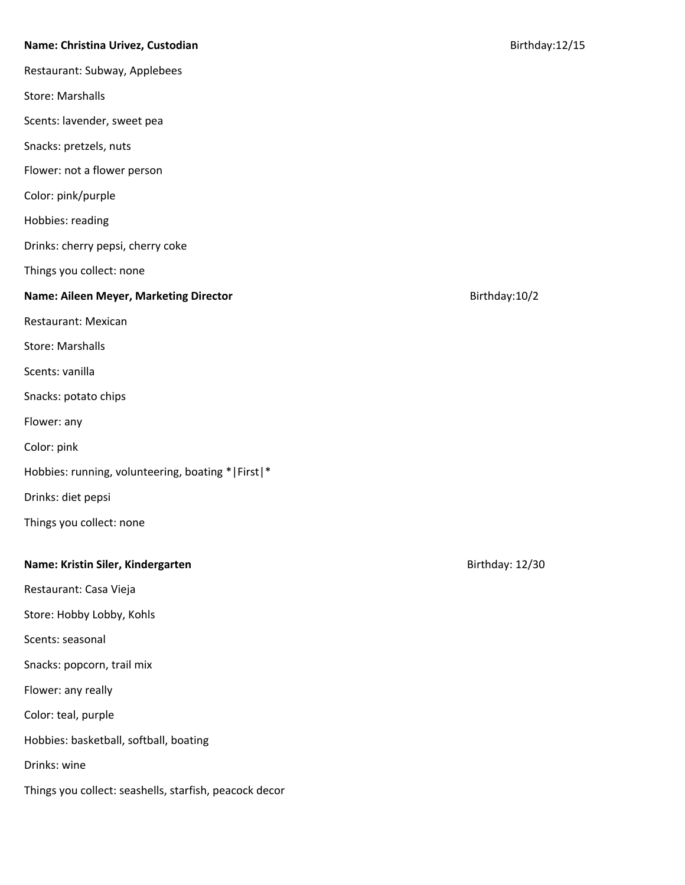**Name: Christina Urivez, Custodian** Birthday:12/15

Restaurant: Subway, Applebees

Store: Marshalls

Scents: lavender, sweet pea

Snacks: pretzels, nuts

Flower: not a flower person

Color: pink/purple

Hobbies: reading

Drinks: cherry pepsi, cherry coke

Things you collect: none

**Name: Aileen Meyer, Marketing Director** Birthday:10/2

Restaurant: Mexican

Store: Marshalls

Scents: vanilla

Snacks: potato chips

Flower: any

Color: pink

Hobbies: running, volunteering, boating *|First|*

Drinks: diet pepsi

Things you collect: none

**Name: Kristin Siler, Kindergarten** Birthday: 12/30

Restaurant: Casa Vieja

Store: Hobby Lobby, Kohls

Scents: seasonal

Snacks: popcorn, trail mix

Flower: any really

Color: teal, purple

Hobbies: basketball, softball, boating

Drinks: wine

Things you collect: seashells, starfish, peacock decor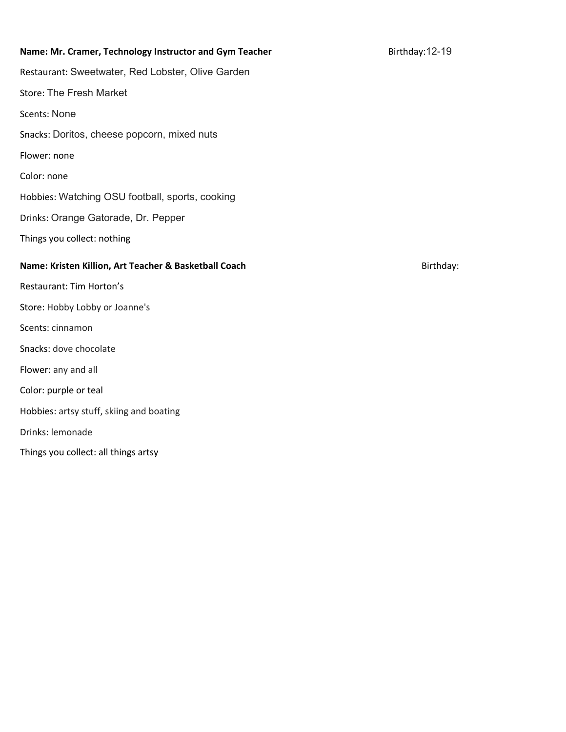**Name: Mr. Cramer, Technology Instructor and Gym Teacher** Birthday:12-19

Restaurant: Sweetwater, Red Lobster, Olive Garden

Store: The Fresh Market

Scents: None

Snacks: Doritos, cheese popcorn, mixed nuts

Flower: none

Color: none

Hobbies: Watching OSU football, sports, cooking

Drinks: Orange Gatorade, Dr. Pepper

Things you collect: nothing

**Name: Kristen Killion, Art Teacher & Basketball Coach** Birthday:

Restaurant: Tim Horton's

Store: Hobby Lobby or Joanne's

Scents: cinnamon

Snacks: dove chocolate

Flower: any and all

Color: purple or teal

Hobbies: artsy stuff, skiing and boating

Drinks: lemonade

Things you collect: all things artsy